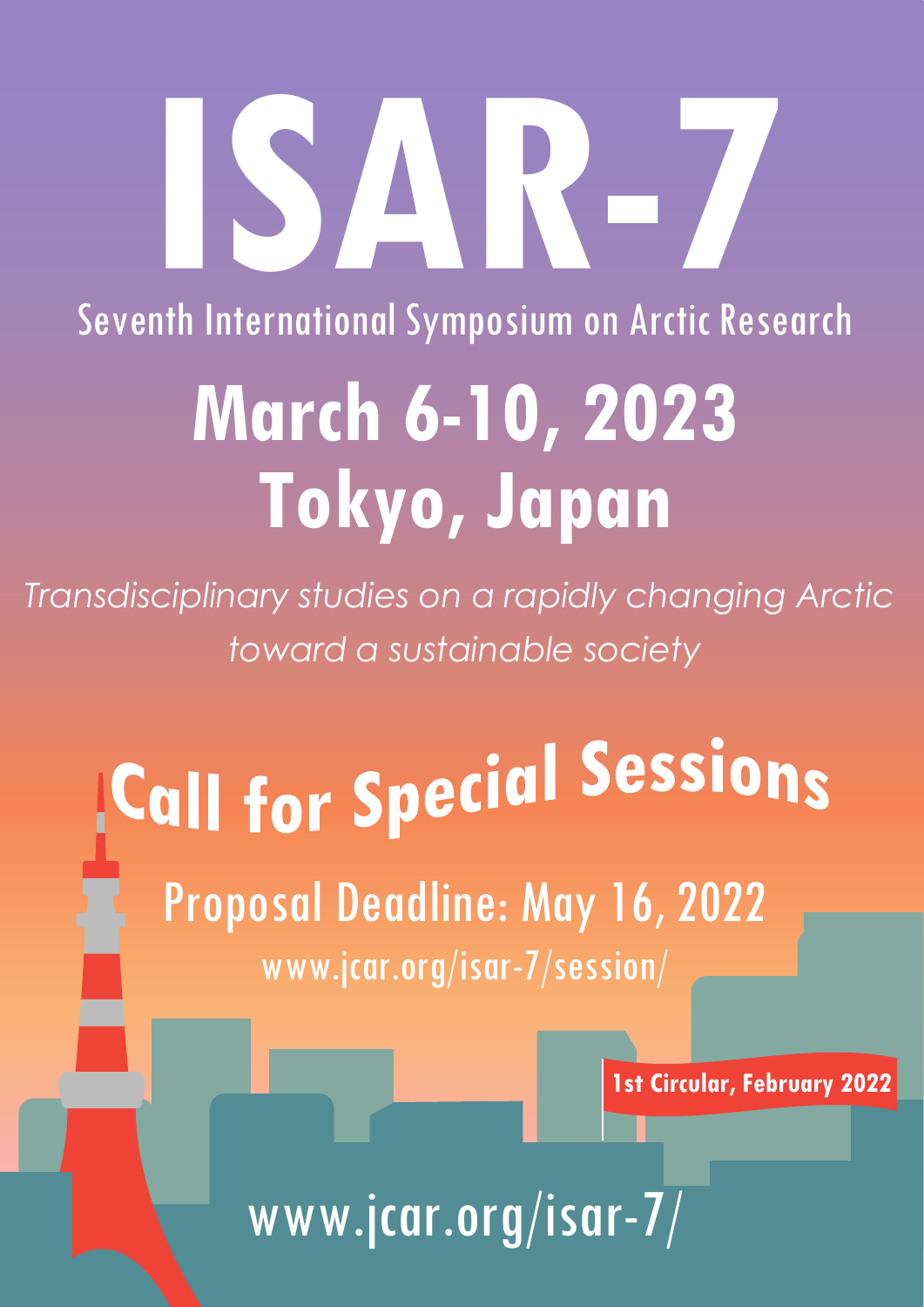# ISAR-7

Seventh International Symposium on Arctic Research

## March 6-10, 2023
## Tokyo, Japan

*Transdisciplinary studies on a rapidly changing Arctic toward a sustainable society*

## Call for Special Sessions

Proposal Deadline: May 16, 2022

www.jcar.org/isar-7/session/

**1st Circular, February 2022**

www.jcar.org/isar-7/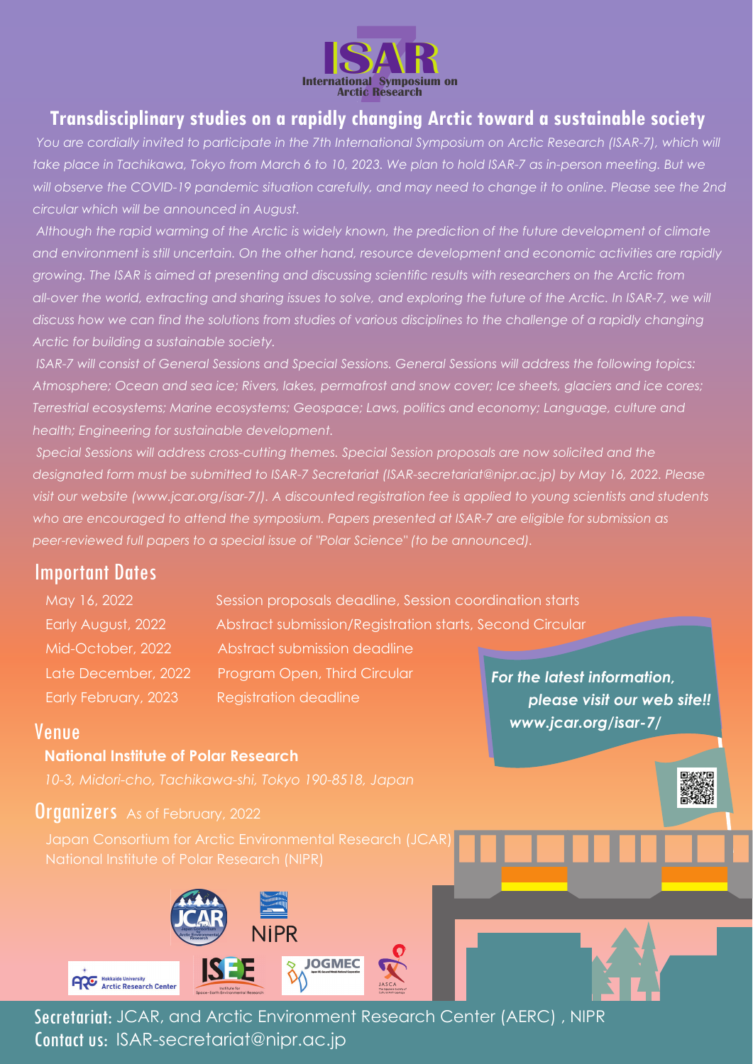# ISAR

International Symposium on Arctic Research

## Transdisciplinary studies on a rapidly changing Arctic toward a sustainable society

*You are cordially invited to participate in the 7th International Symposium on Arctic Research (ISAR-7), which will take place in Tachikawa, Tokyo from March 6 to 10, 2023. We plan to hold ISAR-7 as in-person meeting. But we will observe the COVID-19 pandemic situation carefully, and may need to change it to online. Please see the 2nd circular which will be announced in August.*

*Although the rapid warming of the Arctic is widely known, the prediction of the future development of climate and environment is still uncertain. On the other hand, resource development and economic activities are rapidly growing. The ISAR is aimed at presenting and discussing scientific results with researchers on the Arctic from all-over the world, extracting and sharing issues to solve, and exploring the future of the Arctic. In ISAR-7, we will discuss how we can find the solutions from studies of various disciplines to the challenge of a rapidly changing Arctic for building a sustainable society.*

*ISAR-7 will consist of General Sessions and Special Sessions. General Sessions will address the following topics: Atmosphere; Ocean and sea ice; Rivers, lakes, permafrost and snow cover; Ice sheets, glaciers and ice cores; Terrestrial ecosystems; Marine ecosystems; Geospace; Laws, politics and economy; Language, culture and health; Engineering for sustainable development.*

*Special Sessions will address cross-cutting themes. Special Session proposals are now solicited and the designated form must be submitted to ISAR-7 Secretariat (ISAR-secretariat@nipr.ac.jp) by May 16, 2022. Please visit our website (www.jcar.org/isar-7/). A discounted registration fee is applied to young scientists and students who are encouraged to attend the symposium. Papers presented at ISAR-7 are eligible for submission as peer-reviewed full papers to a special issue of "Polar Science" (to be announced).*

## Important Dates

| | |
|---|---|
| May 16, 2022 | Session proposals deadline, Session coordination starts |
| Early August, 2022 | Abstract submission/Registration starts, Second Circular |
| Mid-October, 2022 | Abstract submission deadline |
| Late December, 2022 | Program Open, Third Circular |
| Early February, 2023 | Registration deadline |

***For the latest information, please visit our web site!!***
***www.jcar.org/isar-7/***

## Venue

**National Institute of Polar Research**

*10-3, Midori-cho, Tachikawa-shi, Tokyo 190-8518, Japan*

## Organizers As of February, 2022

Japan Consortium for Arctic Environmental Research (JCAR)
National Institute of Polar Research (NIPR)

**Secretariat:** JCAR, and Arctic Environment Research Center (AERC) , NIPR

**Contact us:** ISAR-secretariat@nipr.ac.jp